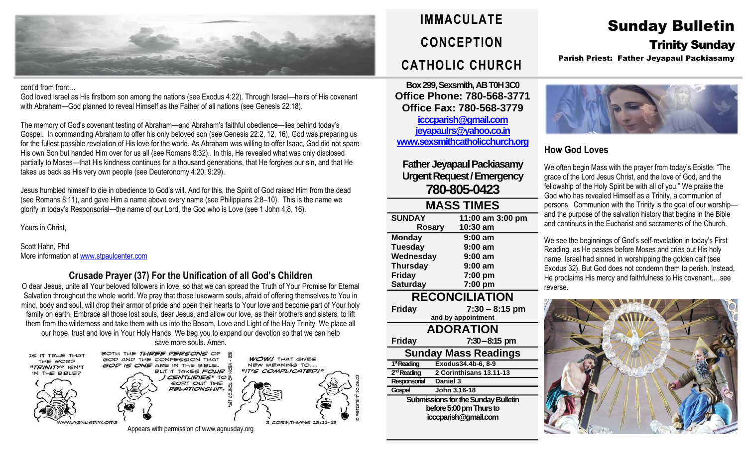# IMMACULATE CONCEPTION CATHOLIC CHURCH

# Sunday Bulletin

## Trinity Sunday

**Parish Priest: Father Jeyapaul Packiasamy**

cont'd from front…

God loved Israel as His firstborn son among the nations (see Exodus 4:22). Through Israel—heirs of His covenant with Abraham—God planned to reveal Himself as the Father of all nations (see Genesis 22:18).

The memory of God's covenant testing of Abraham—and Abraham's faithful obedience—lies behind today's Gospel. In commanding Abraham to offer his only beloved son (see Genesis 22:2, 12, 16), God was preparing us for the fullest possible revelation of His love for the world. As Abraham was willing to offer Isaac, God did not spare His own Son but handed Him over for us all (see Romans 8:32).. In this, He revealed what was only disclosed partially to Moses—that His kindness continues for a thousand generations, that He forgives our sin, and that He takes us back as His very own people (see Deuteronomy 4:20; 9:29).

Jesus humbled himself to die in obedience to God's will. And for this, the Spirit of God raised Him from the dead (see Romans 8:11), and gave Him a name above every name (see Philippians 2:8–10). This is the name we glorify in today's Responsorial—the name of our Lord, the God who is Love (see 1 John 4;8, 16).

Yours in Christ,

Scott Hahn, Phd
More information at www.stpaulcenter.com

### Crusade Prayer (37) For the Unification of all God's Children

O dear Jesus, unite all Your beloved followers in love, so that we can spread the Truth of Your Promise for Eternal Salvation throughout the whole world. We pray that those lukewarm souls, afraid of offering themselves to You in mind, body and soul, will drop their armor of pride and open their hearts to Your love and become part of Your holy family on earth. Embrace all those lost souls, dear Jesus, and allow our love, as their brothers and sisters, to lift them from the wilderness and take them with us into the Bosom, Love and Light of the Holy Trinity. We place all our hope, trust and love in Your Holy Hands. We beg you to expand our devotion so that we can help save more souls. Amen.

Appears with permission of www.agnusday.org

**Box 299, Sexsmith, AB T0H 3C0**
**Office Phone: 780-568-3771**
**Office Fax: 780-568-3779**
icccparish@gmail.com
jeyapaulrs@yahoo.co.in
www.sexsmithcatholicchurch.org

**Father Jeyapaul Packiasamy**
**Urgent Request / Emergency**
**780-805-0423**

## MASS TIMES

| | |
|---|---|
| **SUNDAY** | **11:00 am 3:00 pm** |
| **Rosary** | **10:30 am** |
| **Monday** | **9:00 am** |
| **Tuesday** | **9:00 am** |
| **Wednesday** | **9:00 am** |
| **Thursday** | **9:00 am** |
| **Friday** | **7:00 pm** |
| **Saturday** | **7:00 pm** |

## RECONCILIATION

**Friday** **7:30 – 8:15 pm**
and by appointment

## ADORATION

**Friday** **7:30 – 8:15 pm**

## Sunday Mass Readings

| | |
|---|---|
| 1st Reading | Exodus34.4b-6, 8-9 |
| 2nd Reading | 2 Corinthisans 13.11-13 |
| Responsorial | Daniel 3 |
| Gospel | John 3.16-18 |

**Submissions for the Sunday Bulletin before 5:00 pm Thurs to icccparish@gmail.com**

### How God Loves

We often begin Mass with the prayer from today's Epistle: "The grace of the Lord Jesus Christ, and the love of God, and the fellowship of the Holy Spirit be with all of you." We praise the God who has revealed Himself as a Trinity, a communion of persons. Communion with the Trinity is the goal of our worship—and the purpose of the salvation history that begins in the Bible and continues in the Eucharist and sacraments of the Church.

We see the beginnings of God's self-revelation in today's First Reading, as He passes before Moses and cries out His holy name. Israel had sinned in worshipping the golden calf (see Exodus 32). But God does not condemn them to perish. Instead, He proclaims His mercy and faithfulness to His covenant….see reverse.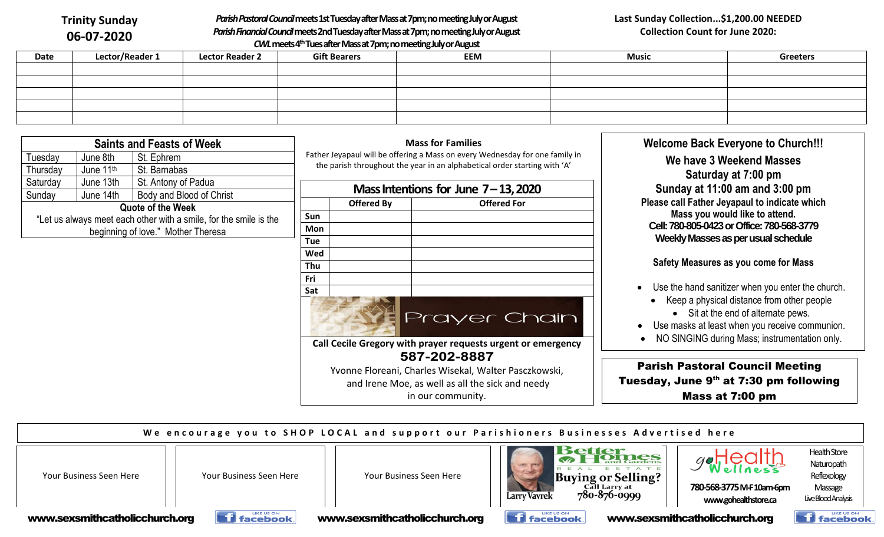**Trinity Sunday**
**06-07-2020**

*Parish Pastoral Council* meets 1st Tuesday after Mass at 7pm; no meeting July or August
*Parish Financial Council* meets 2nd Tuesday after Mass at 7pm; no meeting July or August
*CWL* meets 4th Tues after Mass at 7pm; no meeting July or August

**Last Sunday Collection...$1,200.00 NEEDED**
**Collection Count for June 2020:**

| Date | Lector/Reader 1 | Lector Reader 2 | Gift Bearers | EEM | Music | Greeters |
|---|---|---|---|---|---|---|
| | | | | | | |
| | | | | | | |
| | | | | | | |
| | | | | | | |
| | | | | | | |

| Saints and Feasts of Week | | |
|---|---|---|
| Tuesday | June 8th | St. Ephrem |
| Thursday | June 11th | St. Barnabas |
| Saturday | June 13th | St. Antony of Padua |
| Sunday | June 14th | Body and Blood of Christ |

**Quote of the Week**
"Let us always meet each other with a smile, for the smile is the beginning of love." Mother Theresa

**Mass for Families**
Father Jeyapaul will be offering a Mass on every Wednesday for one family in the parish throughout the year in an alphabetical order starting with 'A'

**Mass Intentions for June 7 – 13, 2020**

| | Offered By | Offered For |
|---|---|---|
| Sun | | |
| Mon | | |
| Tue | | |
| Wed | | |
| Thu | | |
| Fri | | |
| Sat | | |

**Prayer Chain**
**Call Cecile Gregory with prayer requests urgent or emergency**
**587-202-8887**
Yvonne Floreani, Charles Wisekal, Walter Pasczkowski, and Irene Moe, as well as all the sick and needy in our community.

**Welcome Back Everyone to Church!!!**
**We have 3 Weekend Masses**
**Saturday at 7:00 pm**
**Sunday at 11:00 am and 3:00 pm**
**Please call Father Jeyapaul to indicate which Mass you would like to attend.**
**Cell: 780-805-0423 or Office: 780-568-3779**
**Weekly Masses as per usual schedule**

**Safety Measures as you come for Mass**

- Use the hand sanitizer when you enter the church.
  - Keep a physical distance from other people
    - Sit at the end of alternate pews.
- Use masks at least when you receive communion.
- NO SINGING during Mass; instrumentation only.

**Parish Pastoral Council Meeting**
**Tuesday, June 9th at 7:30 pm following Mass at 7:00 pm**

**We encourage you to SHOP LOCAL and support our Parishioners Businesses Advertised here**

Your Business Seen Here

Your Business Seen Here

Your Business Seen Here

Better Homes and Gardens Real Estate — Buying or Selling? Call Larry at 780-876-0999 — Larry Vavrek

goHealth Wellness — 780-568-3775 M-F 10am-6pm — www.gohealthstore.ca — Health Store, Naturopath, Reflexology, Massage, Live Blood Analysis

www.sexsmithcatholicchurch.org — Like us on facebook